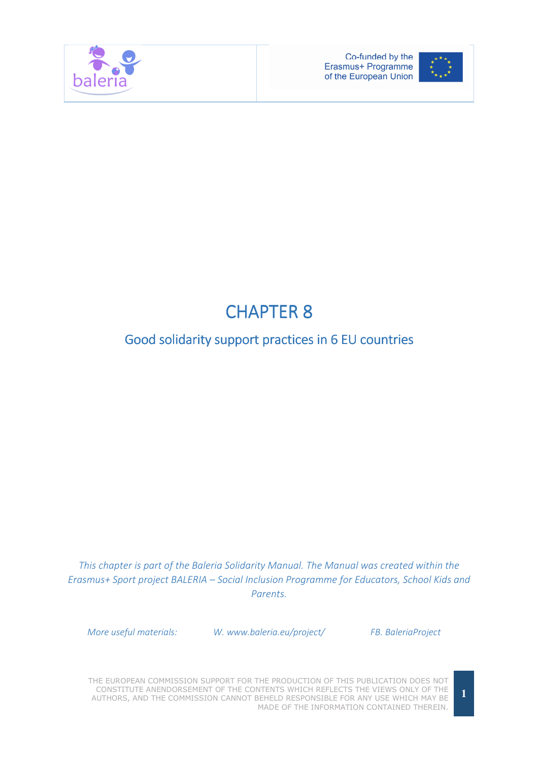# CHAPTER 8

## Good solidarity support practices in 6 EU countries

*This chapter is part of the Baleria Solidarity Manual. The Manual was created within the Erasmus+ Sport project BALERIA – Social Inclusion Programme for Educators, School Kids and Parents.*

*More useful materials:* *W. www.baleria.eu/project/* *FB. BaleriaProject*

THE EUROPEAN COMMISSION SUPPORT FOR THE PRODUCTION OF THIS PUBLICATION DOES NOT CONSTITUTE ANENDORSEMENT OF THE CONTENTS WHICH REFLECTS THE VIEWS ONLY OF THE AUTHORS, AND THE COMMISSION CANNOT BEHELD RESPONSIBLE FOR ANY USE WHICH MAY BE MADE OF THE INFORMATION CONTAINED THEREIN.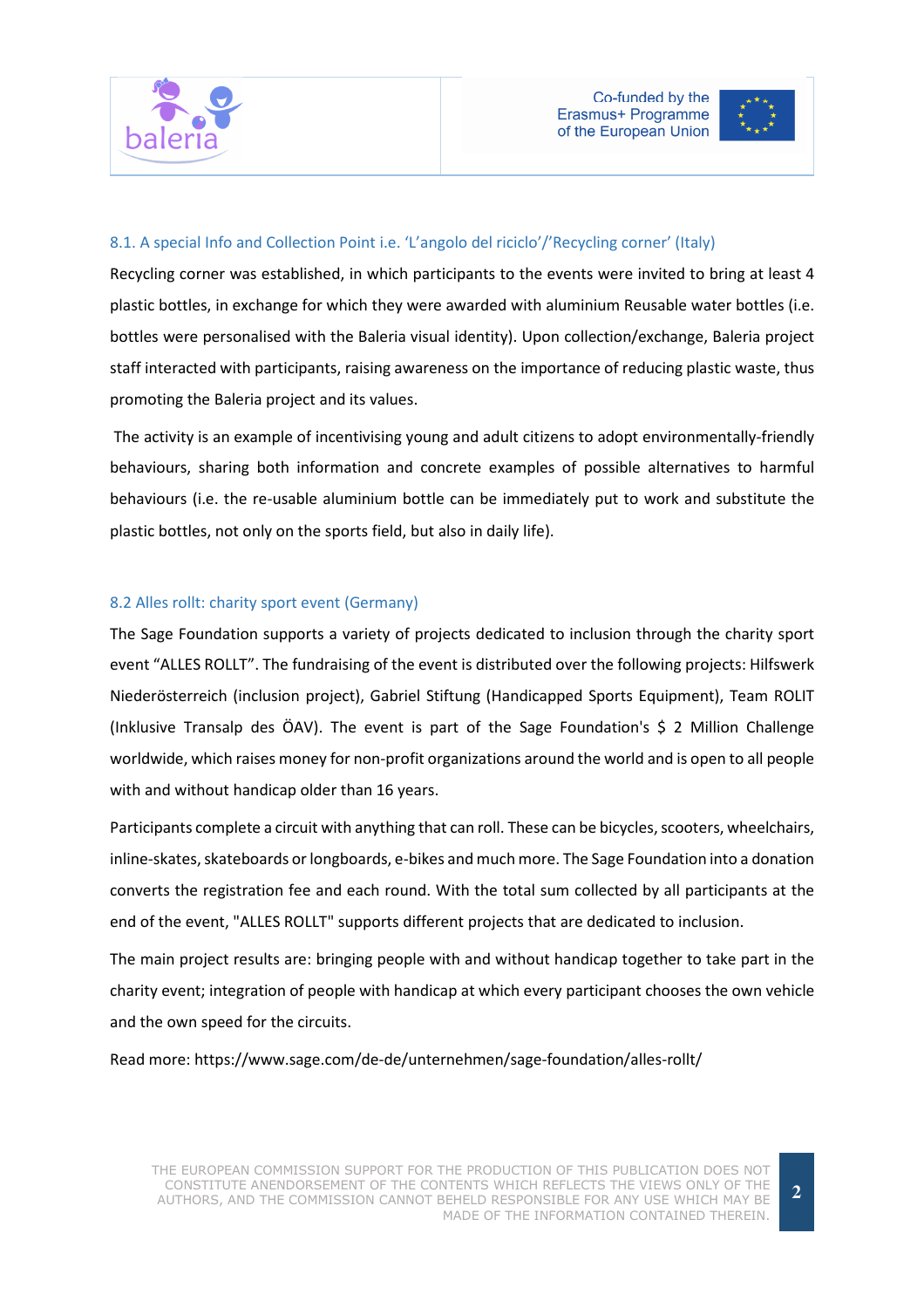### 8.1. A special Info and Collection Point i.e. 'L'angolo del riciclo'/'Recycling corner' (Italy)

Recycling corner was established, in which participants to the events were invited to bring at least 4 plastic bottles, in exchange for which they were awarded with aluminium Reusable water bottles (i.e. bottles were personalised with the Baleria visual identity). Upon collection/exchange, Baleria project staff interacted with participants, raising awareness on the importance of reducing plastic waste, thus promoting the Baleria project and its values.

The activity is an example of incentivising young and adult citizens to adopt environmentally-friendly behaviours, sharing both information and concrete examples of possible alternatives to harmful behaviours (i.e. the re-usable aluminium bottle can be immediately put to work and substitute the plastic bottles, not only on the sports field, but also in daily life).

### 8.2 Alles rollt: charity sport event (Germany)

The Sage Foundation supports a variety of projects dedicated to inclusion through the charity sport event "ALLES ROLLT". The fundraising of the event is distributed over the following projects: Hilfswerk Niederösterreich (inclusion project), Gabriel Stiftung (Handicapped Sports Equipment), Team ROLIT (Inklusive Transalp des ÖAV). The event is part of the Sage Foundation's $ 2 Million Challenge worldwide, which raises money for non-profit organizations around the world and is open to all people with and without handicap older than 16 years.

Participants complete a circuit with anything that can roll. These can be bicycles, scooters, wheelchairs, inline-skates, skateboards or longboards, e-bikes and much more. The Sage Foundation into a donation converts the registration fee and each round. With the total sum collected by all participants at the end of the event, "ALLES ROLLT" supports different projects that are dedicated to inclusion.

The main project results are: bringing people with and without handicap together to take part in the charity event; integration of people with handicap at which every participant chooses the own vehicle and the own speed for the circuits.

Read more: https://www.sage.com/de-de/unternehmen/sage-foundation/alles-rollt/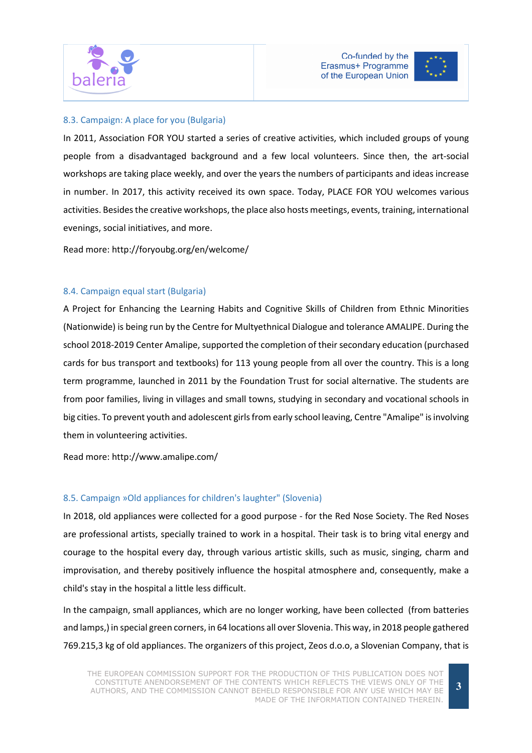### 8.3. Campaign: A place for you (Bulgaria)

In 2011, Association FOR YOU started a series of creative activities, which included groups of young people from a disadvantaged background and a few local volunteers. Since then, the art-social workshops are taking place weekly, and over the years the numbers of participants and ideas increase in number. In 2017, this activity received its own space. Today, PLACE FOR YOU welcomes various activities. Besides the creative workshops, the place also hosts meetings, events, training, international evenings, social initiatives, and more.

Read more: http://foryoubg.org/en/welcome/

### 8.4. Campaign equal start (Bulgaria)

A Project for Enhancing the Learning Habits and Cognitive Skills of Children from Ethnic Minorities (Nationwide) is being run by the Centre for Multyethnical Dialogue and tolerance AMALIPE. During the school 2018-2019 Center Amalipe, supported the completion of their secondary education (purchased cards for bus transport and textbooks) for 113 young people from all over the country. This is a long term programme, launched in 2011 by the Foundation Trust for social alternative. The students are from poor families, living in villages and small towns, studying in secondary and vocational schools in big cities. To prevent youth and adolescent girls from early school leaving, Centre "Amalipe" is involving them in volunteering activities.

Read more: http://www.amalipe.com/

### 8.5. Campaign »Old appliances for children's laughter" (Slovenia)

In 2018, old appliances were collected for a good purpose - for the Red Nose Society. The Red Noses are professional artists, specially trained to work in a hospital. Their task is to bring vital energy and courage to the hospital every day, through various artistic skills, such as music, singing, charm and improvisation, and thereby positively influence the hospital atmosphere and, consequently, make a child's stay in the hospital a little less difficult.

In the campaign, small appliances, which are no longer working, have been collected (from batteries and lamps,) in special green corners, in 64 locations all over Slovenia. This way, in 2018 people gathered 769.215,3 kg of old appliances. The organizers of this project, Zeos d.o.o, a Slovenian Company, that is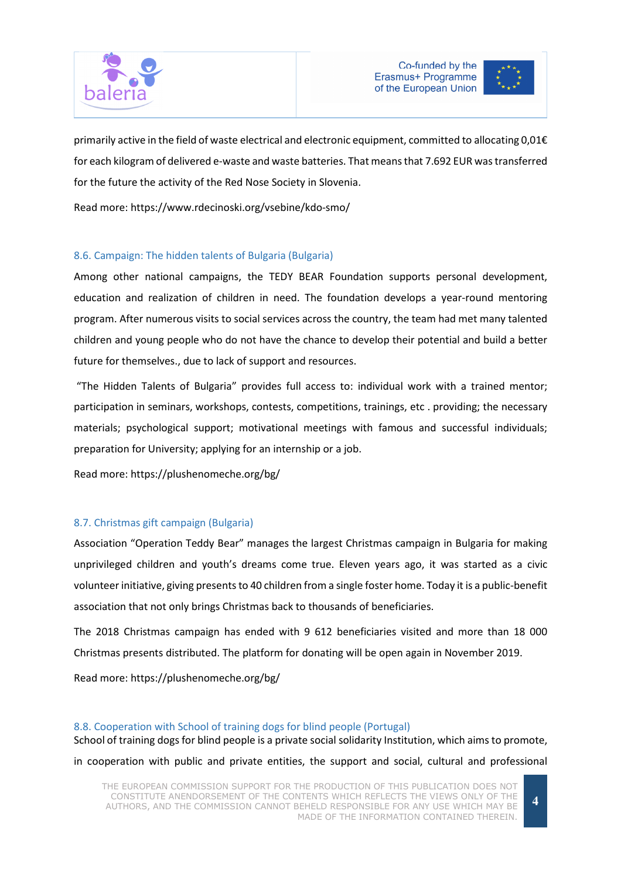primarily active in the field of waste electrical and electronic equipment, committed to allocating 0,01€ for each kilogram of delivered e-waste and waste batteries. That means that 7.692 EUR was transferred for the future the activity of the Red Nose Society in Slovenia.

Read more: https://www.rdecinoski.org/vsebine/kdo-smo/

### 8.6. Campaign: The hidden talents of Bulgaria (Bulgaria)

Among other national campaigns, the TEDY BEAR Foundation supports personal development, education and realization of children in need. The foundation develops a year-round mentoring program. After numerous visits to social services across the country, the team had met many talented children and young people who do not have the chance to develop their potential and build a better future for themselves., due to lack of support and resources.

"The Hidden Talents of Bulgaria" provides full access to: individual work with a trained mentor; participation in seminars, workshops, contests, competitions, trainings, etc . providing; the necessary materials; psychological support; motivational meetings with famous and successful individuals; preparation for University; applying for an internship or a job.

Read more: https://plushenomeche.org/bg/

### 8.7. Christmas gift campaign (Bulgaria)

Association "Operation Teddy Bear" manages the largest Christmas campaign in Bulgaria for making unprivileged children and youth's dreams come true. Eleven years ago, it was started as a civic volunteer initiative, giving presents to 40 children from a single foster home. Today it is a public-benefit association that not only brings Christmas back to thousands of beneficiaries.

The 2018 Christmas campaign has ended with 9 612 beneficiaries visited and more than 18 000 Christmas presents distributed. The platform for donating will be open again in November 2019.

Read more: https://plushenomeche.org/bg/

### 8.8. Cooperation with School of training dogs for blind people (Portugal)

School of training dogs for blind people is a private social solidarity Institution, which aims to promote, in cooperation with public and private entities, the support and social, cultural and professional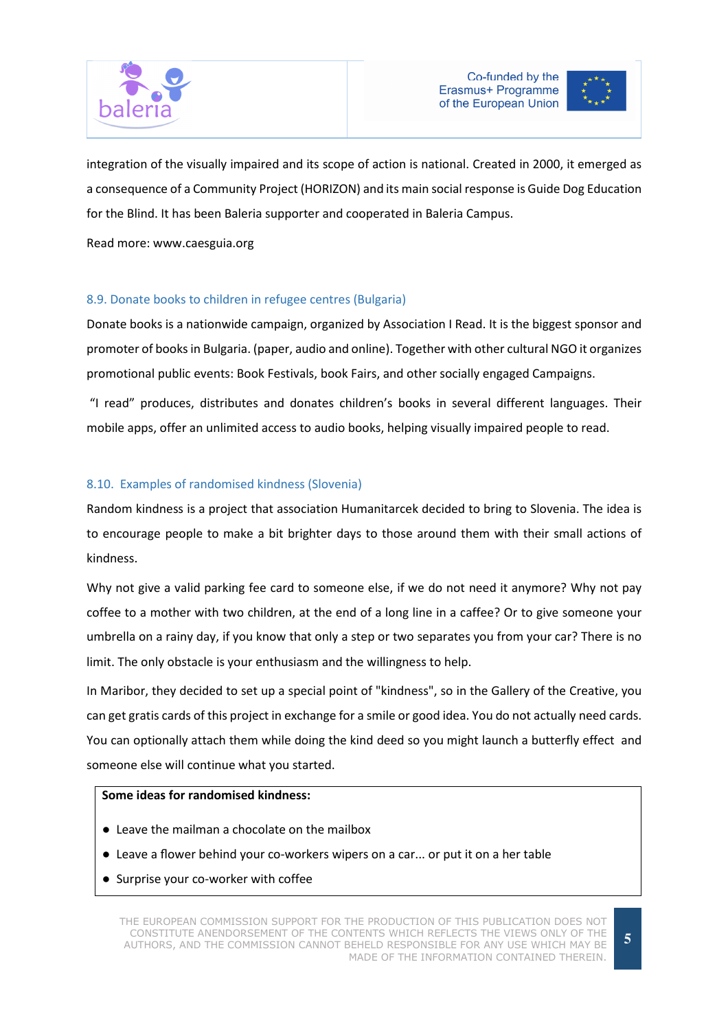integration of the visually impaired and its scope of action is national. Created in 2000, it emerged as a consequence of a Community Project (HORIZON) and its main social response is Guide Dog Education for the Blind. It has been Baleria supporter and cooperated in Baleria Campus.

Read more: www.caesguia.org

### 8.9. Donate books to children in refugee centres (Bulgaria)

Donate books is a nationwide campaign, organized by Association I Read. It is the biggest sponsor and promoter of books in Bulgaria. (paper, audio and online). Together with other cultural NGO it organizes promotional public events: Book Festivals, book Fairs, and other socially engaged Campaigns.

"I read" produces, distributes and donates children's books in several different languages. Their mobile apps, offer an unlimited access to audio books, helping visually impaired people to read.

### 8.10. Examples of randomised kindness (Slovenia)

Random kindness is a project that association Humanitarcek decided to bring to Slovenia. The idea is to encourage people to make a bit brighter days to those around them with their small actions of kindness.

Why not give a valid parking fee card to someone else, if we do not need it anymore? Why not pay coffee to a mother with two children, at the end of a long line in a caffee? Or to give someone your umbrella on a rainy day, if you know that only a step or two separates you from your car? There is no limit. The only obstacle is your enthusiasm and the willingness to help.

In Maribor, they decided to set up a special point of "kindness", so in the Gallery of the Creative, you can get gratis cards of this project in exchange for a smile or good idea. You do not actually need cards. You can optionally attach them while doing the kind deed so you might launch a butterfly effect and someone else will continue what you started.

**Some ideas for randomised kindness:**

- Leave the mailman a chocolate on the mailbox
- Leave a flower behind your co-workers wipers on a car... or put it on a her table
- Surprise your co-worker with coffee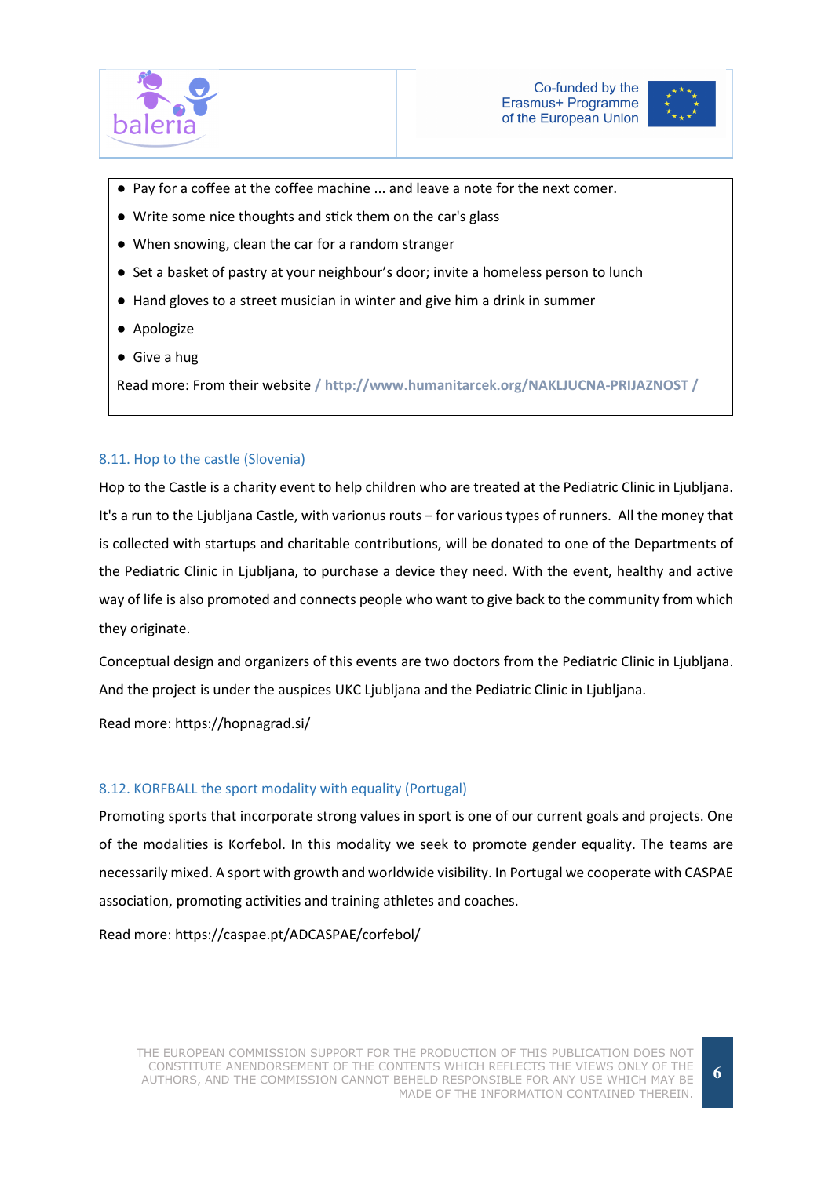- Pay for a coffee at the coffee machine ... and leave a note for the next comer.
- Write some nice thoughts and stick them on the car's glass
- When snowing, clean the car for a random stranger
- Set a basket of pastry at your neighbour's door; invite a homeless person to lunch
- Hand gloves to a street musician in winter and give him a drink in summer
- Apologize
- Give a hug

Read more: From their website / **http://www.humanitarcek.org/NAKLJUCNA-PRIJAZNOST /**

### 8.11. Hop to the castle (Slovenia)

Hop to the Castle is a charity event to help children who are treated at the Pediatric Clinic in Ljubljana. It's a run to the Ljubljana Castle, with varionus routs – for various types of runners. All the money that is collected with startups and charitable contributions, will be donated to one of the Departments of the Pediatric Clinic in Ljubljana, to purchase a device they need. With the event, healthy and active way of life is also promoted and connects people who want to give back to the community from which they originate.

Conceptual design and organizers of this events are two doctors from the Pediatric Clinic in Ljubljana. And the project is under the auspices UKC Ljubljana and the Pediatric Clinic in Ljubljana.

Read more: https://hopnagrad.si/

### 8.12. KORFBALL the sport modality with equality (Portugal)

Promoting sports that incorporate strong values in sport is one of our current goals and projects. One of the modalities is Korfebol. In this modality we seek to promote gender equality. The teams are necessarily mixed. A sport with growth and worldwide visibility. In Portugal we cooperate with CASPAE association, promoting activities and training athletes and coaches.

Read more: https://caspae.pt/ADCASPAE/corfebol/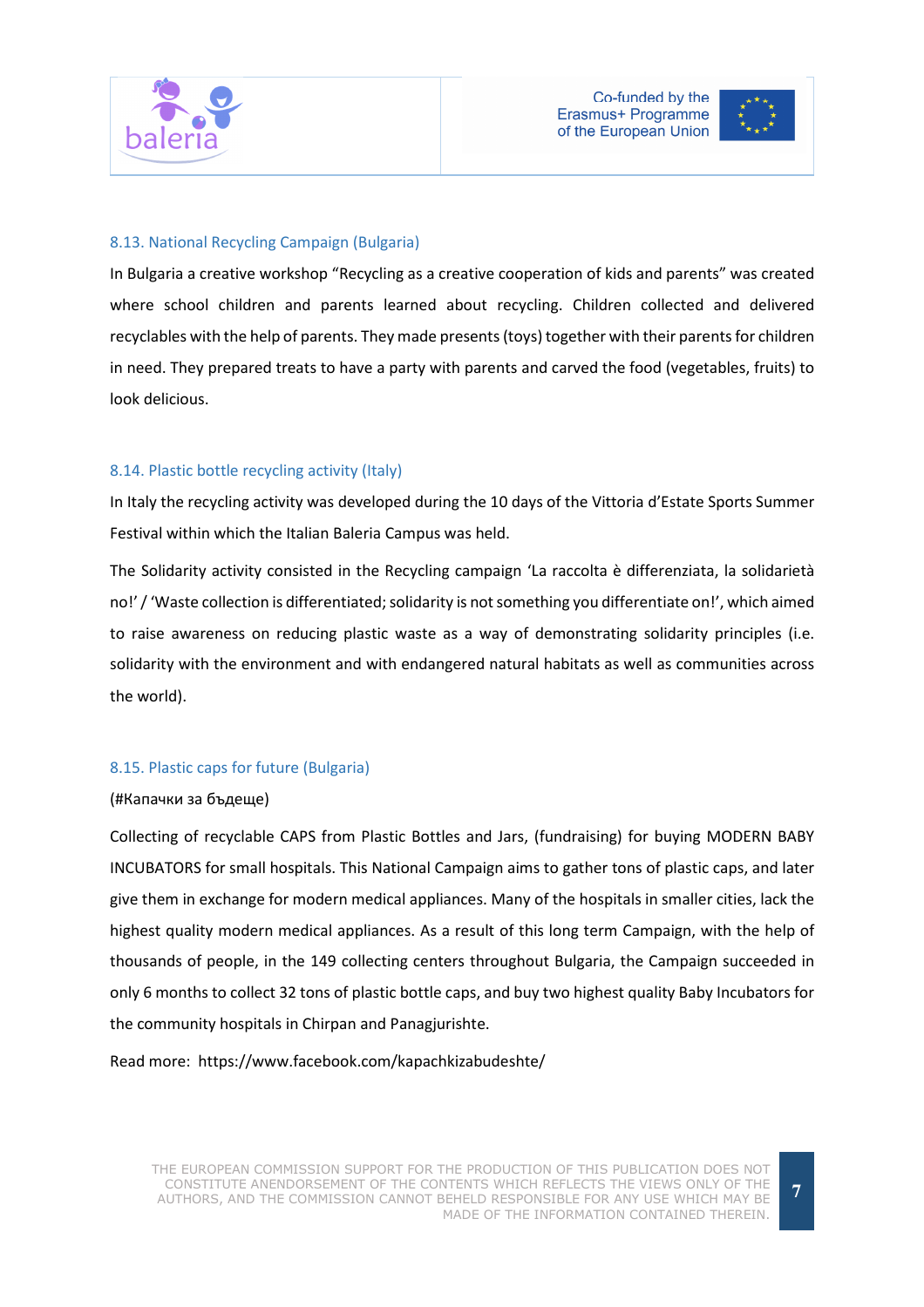### 8.13. National Recycling Campaign (Bulgaria)

In Bulgaria a creative workshop "Recycling as a creative cooperation of kids and parents" was created where school children and parents learned about recycling. Children collected and delivered recyclables with the help of parents. They made presents (toys) together with their parents for children in need. They prepared treats to have a party with parents and carved the food (vegetables, fruits) to look delicious.

### 8.14. Plastic bottle recycling activity (Italy)

In Italy the recycling activity was developed during the 10 days of the Vittoria d'Estate Sports Summer Festival within which the Italian Baleria Campus was held.

The Solidarity activity consisted in the Recycling campaign 'La raccolta è differenziata, la solidarietà no!' / 'Waste collection is differentiated; solidarity is not something you differentiate on!', which aimed to raise awareness on reducing plastic waste as a way of demonstrating solidarity principles (i.e. solidarity with the environment and with endangered natural habitats as well as communities across the world).

### 8.15. Plastic caps for future (Bulgaria)

(#Капачки за бъдеще)

Collecting of recyclable CAPS from Plastic Bottles and Jars, (fundraising) for buying MODERN BABY INCUBATORS for small hospitals. This National Campaign aims to gather tons of plastic caps, and later give them in exchange for modern medical appliances. Many of the hospitals in smaller cities, lack the highest quality modern medical appliances. As a result of this long term Campaign, with the help of thousands of people, in the 149 collecting centers throughout Bulgaria, the Campaign succeeded in only 6 months to collect 32 tons of plastic bottle caps, and buy two highest quality Baby Incubators for the community hospitals in Chirpan and Panagjurishte.

Read more: https://www.facebook.com/kapachkizabudeshte/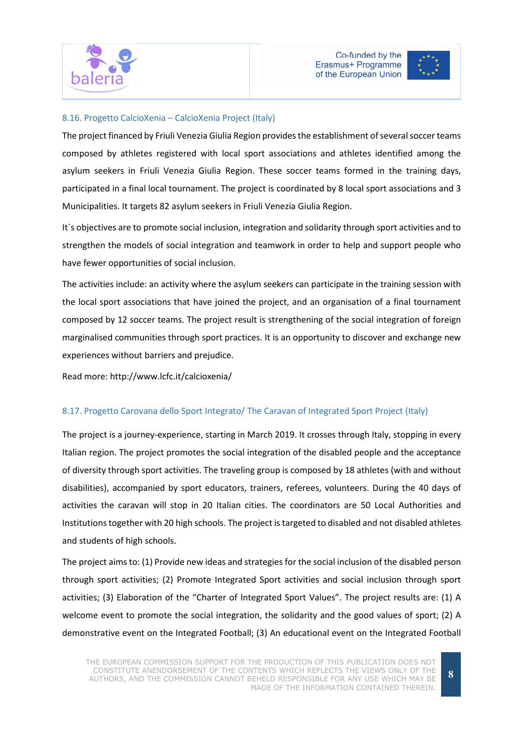### 8.16. Progetto CalcioXenia – CalcioXenia Project (Italy)

The project financed by Friuli Venezia Giulia Region provides the establishment of several soccer teams composed by athletes registered with local sport associations and athletes identified among the asylum seekers in Friuli Venezia Giulia Region. These soccer teams formed in the training days, participated in a final local tournament. The project is coordinated by 8 local sport associations and 3 Municipalities. It targets 82 asylum seekers in Friuli Venezia Giulia Region.

It`s objectives are to promote social inclusion, integration and solidarity through sport activities and to strengthen the models of social integration and teamwork in order to help and support people who have fewer opportunities of social inclusion.

The activities include: an activity where the asylum seekers can participate in the training session with the local sport associations that have joined the project, and an organisation of a final tournament composed by 12 soccer teams. The project result is strengthening of the social integration of foreign marginalised communities through sport practices. It is an opportunity to discover and exchange new experiences without barriers and prejudice.

Read more: http://www.lcfc.it/calcioxenia/

### 8.17. Progetto Carovana dello Sport Integrato/ The Caravan of Integrated Sport Project (Italy)

The project is a journey-experience, starting in March 2019. It crosses through Italy, stopping in every Italian region. The project promotes the social integration of the disabled people and the acceptance of diversity through sport activities. The traveling group is composed by 18 athletes (with and without disabilities), accompanied by sport educators, trainers, referees, volunteers. During the 40 days of activities the caravan will stop in 20 Italian cities. The coordinators are 50 Local Authorities and Institutions together with 20 high schools. The project is targeted to disabled and not disabled athletes and students of high schools.

The project aims to: (1) Provide new ideas and strategies for the social inclusion of the disabled person through sport activities; (2) Promote Integrated Sport activities and social inclusion through sport activities; (3) Elaboration of the "Charter of Integrated Sport Values". The project results are: (1) A welcome event to promote the social integration, the solidarity and the good values of sport; (2) A demonstrative event on the Integrated Football; (3) An educational event on the Integrated Football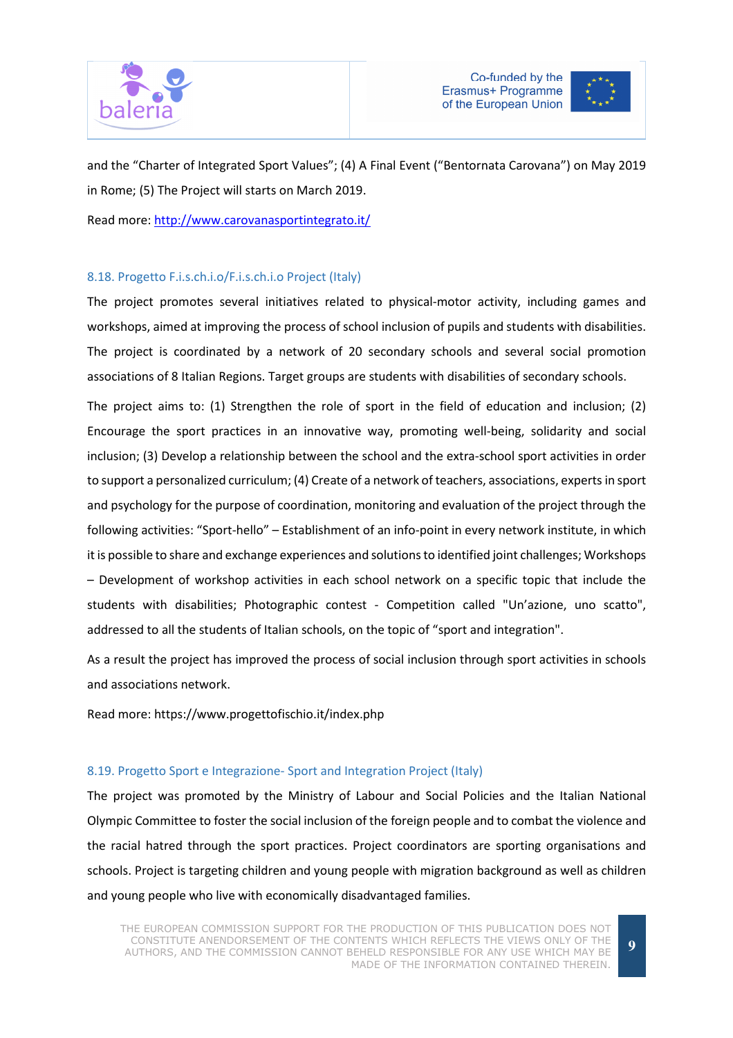and the "Charter of Integrated Sport Values"; (4) A Final Event ("Bentornata Carovana") on May 2019 in Rome; (5) The Project will starts on March 2019.

Read more: [http://www.carovanasportintegrato.it/](http://www.carovanasportintegrato.it/)

### 8.18. Progetto F.i.s.ch.i.o/F.i.s.ch.i.o Project (Italy)

The project promotes several initiatives related to physical-motor activity, including games and workshops, aimed at improving the process of school inclusion of pupils and students with disabilities. The project is coordinated by a network of 20 secondary schools and several social promotion associations of 8 Italian Regions. Target groups are students with disabilities of secondary schools.

The project aims to: (1) Strengthen the role of sport in the field of education and inclusion; (2) Encourage the sport practices in an innovative way, promoting well-being, solidarity and social inclusion; (3) Develop a relationship between the school and the extra-school sport activities in order to support a personalized curriculum; (4) Create of a network of teachers, associations, experts in sport and psychology for the purpose of coordination, monitoring and evaluation of the project through the following activities: "Sport-hello" – Establishment of an info-point in every network institute, in which it is possible to share and exchange experiences and solutions to identified joint challenges; Workshops – Development of workshop activities in each school network on a specific topic that include the students with disabilities; Photographic contest - Competition called "Un'azione, uno scatto", addressed to all the students of Italian schools, on the topic of "sport and integration".

As a result the project has improved the process of social inclusion through sport activities in schools and associations network.

Read more: https://www.progettofischio.it/index.php

### 8.19. Progetto Sport e Integrazione- Sport and Integration Project (Italy)

The project was promoted by the Ministry of Labour and Social Policies and the Italian National Olympic Committee to foster the social inclusion of the foreign people and to combat the violence and the racial hatred through the sport practices. Project coordinators are sporting organisations and schools. Project is targeting children and young people with migration background as well as children and young people who live with economically disadvantaged families.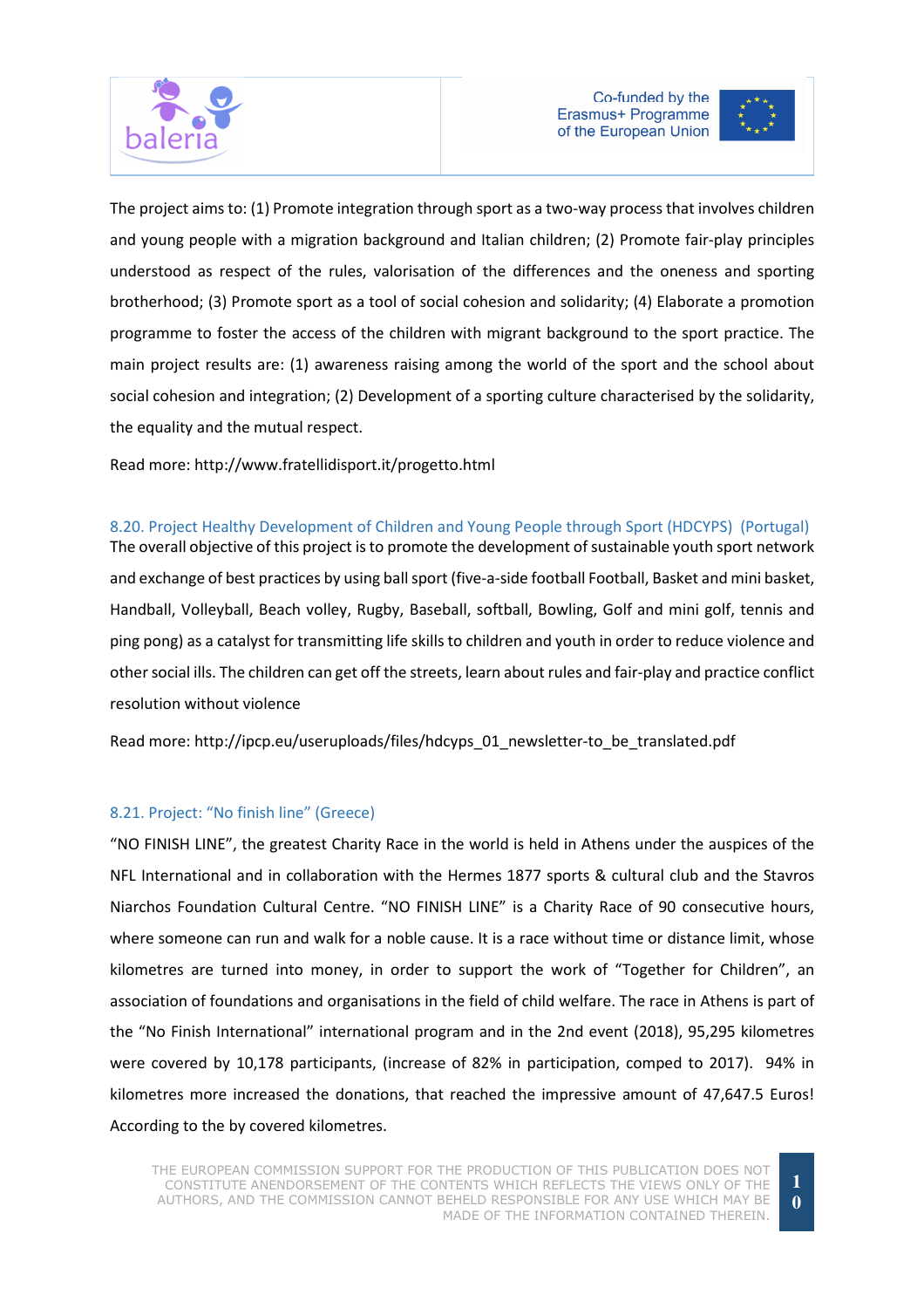The project aims to: (1) Promote integration through sport as a two-way process that involves children and young people with a migration background and Italian children; (2) Promote fair-play principles understood as respect of the rules, valorisation of the differences and the oneness and sporting brotherhood; (3) Promote sport as a tool of social cohesion and solidarity; (4) Elaborate a promotion programme to foster the access of the children with migrant background to the sport practice. The main project results are: (1) awareness raising among the world of the sport and the school about social cohesion and integration; (2) Development of a sporting culture characterised by the solidarity, the equality and the mutual respect.

Read more: http://www.fratellidisport.it/progetto.html

### 8.20. Project Healthy Development of Children and Young People through Sport (HDCYPS) (Portugal)

The overall objective of this project is to promote the development of sustainable youth sport network and exchange of best practices by using ball sport (five-a-side football Football, Basket and mini basket, Handball, Volleyball, Beach volley, Rugby, Baseball, softball, Bowling, Golf and mini golf, tennis and ping pong) as a catalyst for transmitting life skills to children and youth in order to reduce violence and other social ills. The children can get off the streets, learn about rules and fair-play and practice conflict resolution without violence

Read more: http://ipcp.eu/useruploads/files/hdcyps_01_newsletter-to_be_translated.pdf

### 8.21. Project: "No finish line" (Greece)

"NO FINISH LINE", the greatest Charity Race in the world is held in Athens under the auspices of the NFL International and in collaboration with the Hermes 1877 sports & cultural club and the Stavros Niarchos Foundation Cultural Centre. "NO FINISH LINE" is a Charity Race of 90 consecutive hours, where someone can run and walk for a noble cause. It is a race without time or distance limit, whose kilometres are turned into money, in order to support the work of "Together for Children", an association of foundations and organisations in the field of child welfare. The race in Athens is part of the "No Finish International" international program and in the 2nd event (2018), 95,295 kilometres were covered by 10,178 participants, (increase of 82% in participation, comped to 2017). 94% in kilometres more increased the donations, that reached the impressive amount of 47,647.5 Euros! According to the by covered kilometres.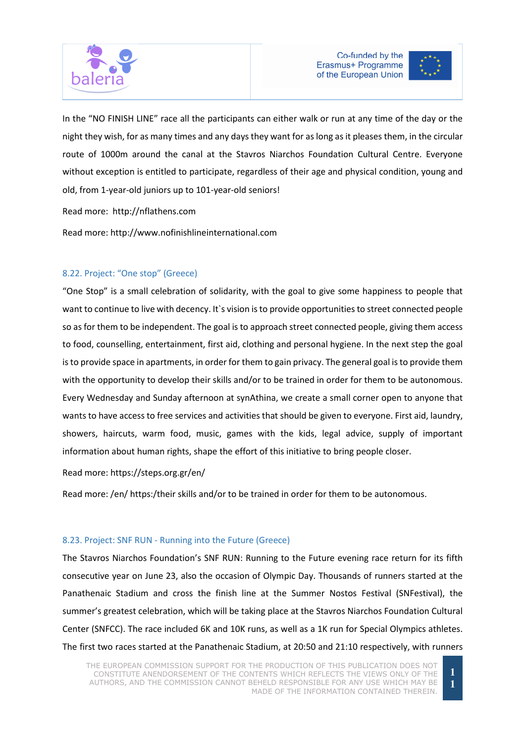In the "NO FINISH LINE" race all the participants can either walk or run at any time of the day or the night they wish, for as many times and any days they want for as long as it pleases them, in the circular route of 1000m around the canal at the Stavros Niarchos Foundation Cultural Centre. Everyone without exception is entitled to participate, regardless of their age and physical condition, young and old, from 1-year-old juniors up to 101-year-old seniors!

Read more: http://nflathens.com

Read more: http://www.nofinishlineinternational.com

### 8.22. Project: "One stop" (Greece)

"One Stop" is a small celebration of solidarity, with the goal to give some happiness to people that want to continue to live with decency. It`s vision is to provide opportunities to street connected people so as for them to be independent. The goal is to approach street connected people, giving them access to food, counselling, entertainment, first aid, clothing and personal hygiene. In the next step the goal is to provide space in apartments, in order for them to gain privacy. The general goal is to provide them with the opportunity to develop their skills and/or to be trained in order for them to be autonomous. Every Wednesday and Sunday afternoon at synAthina, we create a small corner open to anyone that wants to have access to free services and activities that should be given to everyone. First aid, laundry, showers, haircuts, warm food, music, games with the kids, legal advice, supply of important information about human rights, shape the effort of this initiative to bring people closer.

Read more: https://steps.org.gr/en/

Read more: /en/ https:/their skills and/or to be trained in order for them to be autonomous.

### 8.23. Project: SNF RUN - Running into the Future (Greece)

The Stavros Niarchos Foundation's SNF RUN: Running to the Future evening race return for its fifth consecutive year on June 23, also the occasion of Olympic Day. Thousands of runners started at the Panathenaic Stadium and cross the finish line at the Summer Nostos Festival (SNFestival), the summer's greatest celebration, which will be taking place at the Stavros Niarchos Foundation Cultural Center (SNFCC). The race included 6K and 10K runs, as well as a 1K run for Special Olympics athletes. The first two races started at the Panathenaic Stadium, at 20:50 and 21:10 respectively, with runners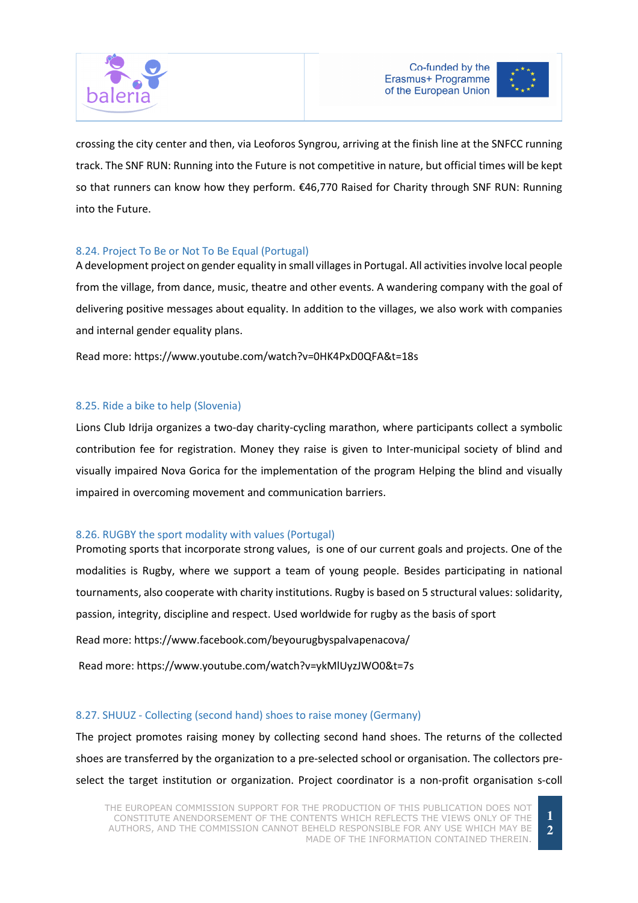crossing the city center and then, via Leoforos Syngrou, arriving at the finish line at the SNFCC running track. The SNF RUN: Running into the Future is not competitive in nature, but official times will be kept so that runners can know how they perform. €46,770 Raised for Charity through SNF RUN: Running into the Future.

### 8.24. Project To Be or Not To Be Equal (Portugal)

A development project on gender equality in small villages in Portugal. All activities involve local people from the village, from dance, music, theatre and other events. A wandering company with the goal of delivering positive messages about equality. In addition to the villages, we also work with companies and internal gender equality plans.

Read more: https://www.youtube.com/watch?v=0HK4PxD0QFA&t=18s

### 8.25. Ride a bike to help (Slovenia)

Lions Club Idrija organizes a two-day charity-cycling marathon, where participants collect a symbolic contribution fee for registration. Money they raise is given to Inter-municipal society of blind and visually impaired Nova Gorica for the implementation of the program Helping the blind and visually impaired in overcoming movement and communication barriers.

### 8.26. RUGBY the sport modality with values (Portugal)

Promoting sports that incorporate strong values, is one of our current goals and projects. One of the modalities is Rugby, where we support a team of young people. Besides participating in national tournaments, also cooperate with charity institutions. Rugby is based on 5 structural values: solidarity, passion, integrity, discipline and respect. Used worldwide for rugby as the basis of sport

Read more: https://www.facebook.com/beyourugbyspalvapenacova/

Read more: https://www.youtube.com/watch?v=ykMlUyzJWO0&t=7s

### 8.27. SHUUZ - Collecting (second hand) shoes to raise money (Germany)

The project promotes raising money by collecting second hand shoes. The returns of the collected shoes are transferred by the organization to a pre-selected school or organisation. The collectors pre-select the target institution or organization. Project coordinator is a non-profit organisation s-coll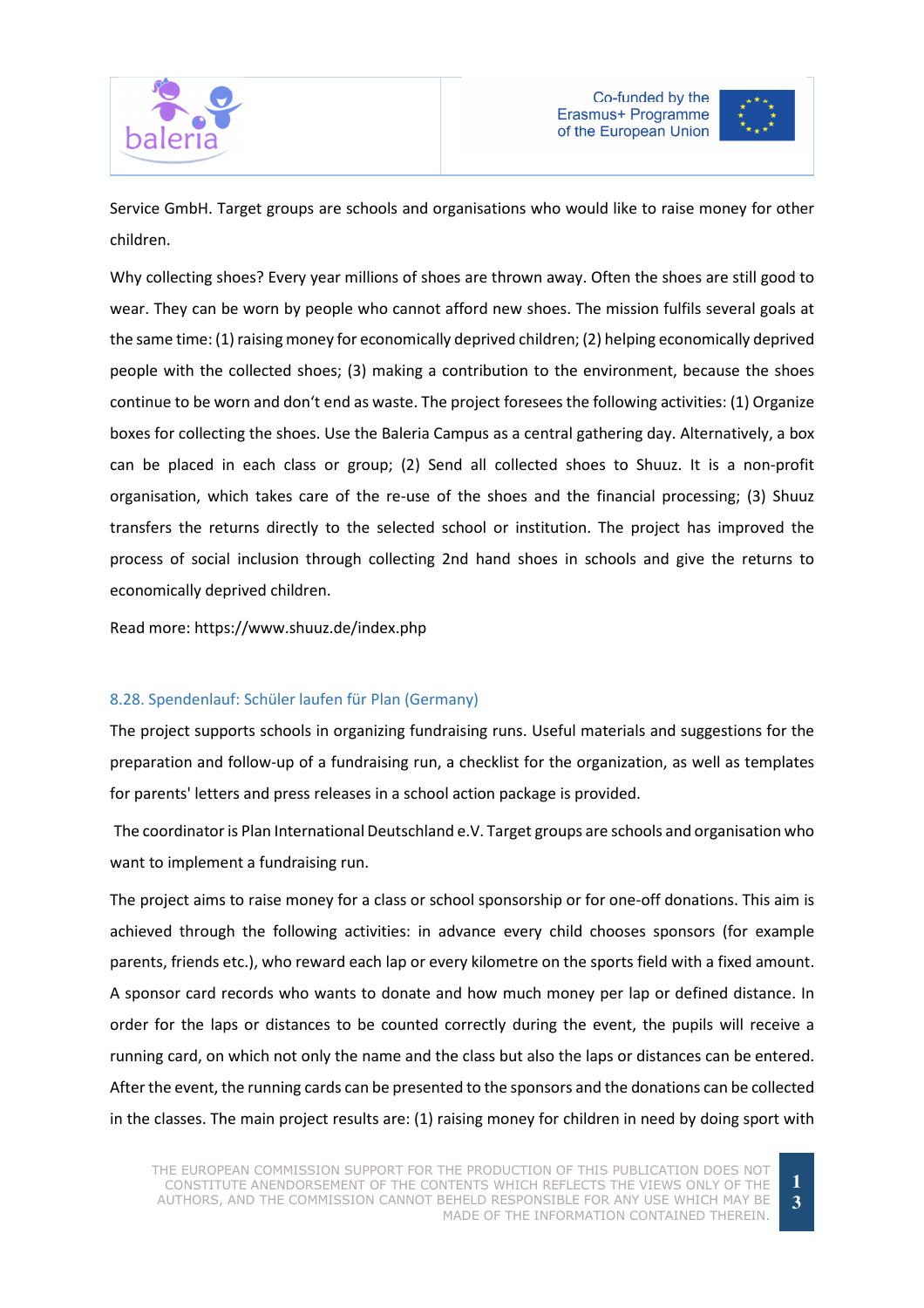Service GmbH. Target groups are schools and organisations who would like to raise money for other children.

Why collecting shoes? Every year millions of shoes are thrown away. Often the shoes are still good to wear. They can be worn by people who cannot afford new shoes. The mission fulfils several goals at the same time: (1) raising money for economically deprived children; (2) helping economically deprived people with the collected shoes; (3) making a contribution to the environment, because the shoes continue to be worn and don't end as waste. The project foresees the following activities: (1) Organize boxes for collecting the shoes. Use the Baleria Campus as a central gathering day. Alternatively, a box can be placed in each class or group; (2) Send all collected shoes to Shuuz. It is a non-profit organisation, which takes care of the re-use of the shoes and the financial processing; (3) Shuuz transfers the returns directly to the selected school or institution. The project has improved the process of social inclusion through collecting 2nd hand shoes in schools and give the returns to economically deprived children.

Read more: https://www.shuuz.de/index.php

### 8.28. Spendenlauf: Schüler laufen für Plan (Germany)

The project supports schools in organizing fundraising runs. Useful materials and suggestions for the preparation and follow-up of a fundraising run, a checklist for the organization, as well as templates for parents' letters and press releases in a school action package is provided.

The coordinator is Plan International Deutschland e.V. Target groups are schools and organisation who want to implement a fundraising run.

The project aims to raise money for a class or school sponsorship or for one-off donations. This aim is achieved through the following activities: in advance every child chooses sponsors (for example parents, friends etc.), who reward each lap or every kilometre on the sports field with a fixed amount. A sponsor card records who wants to donate and how much money per lap or defined distance. In order for the laps or distances to be counted correctly during the event, the pupils will receive a running card, on which not only the name and the class but also the laps or distances can be entered. After the event, the running cards can be presented to the sponsors and the donations can be collected in the classes. The main project results are: (1) raising money for children in need by doing sport with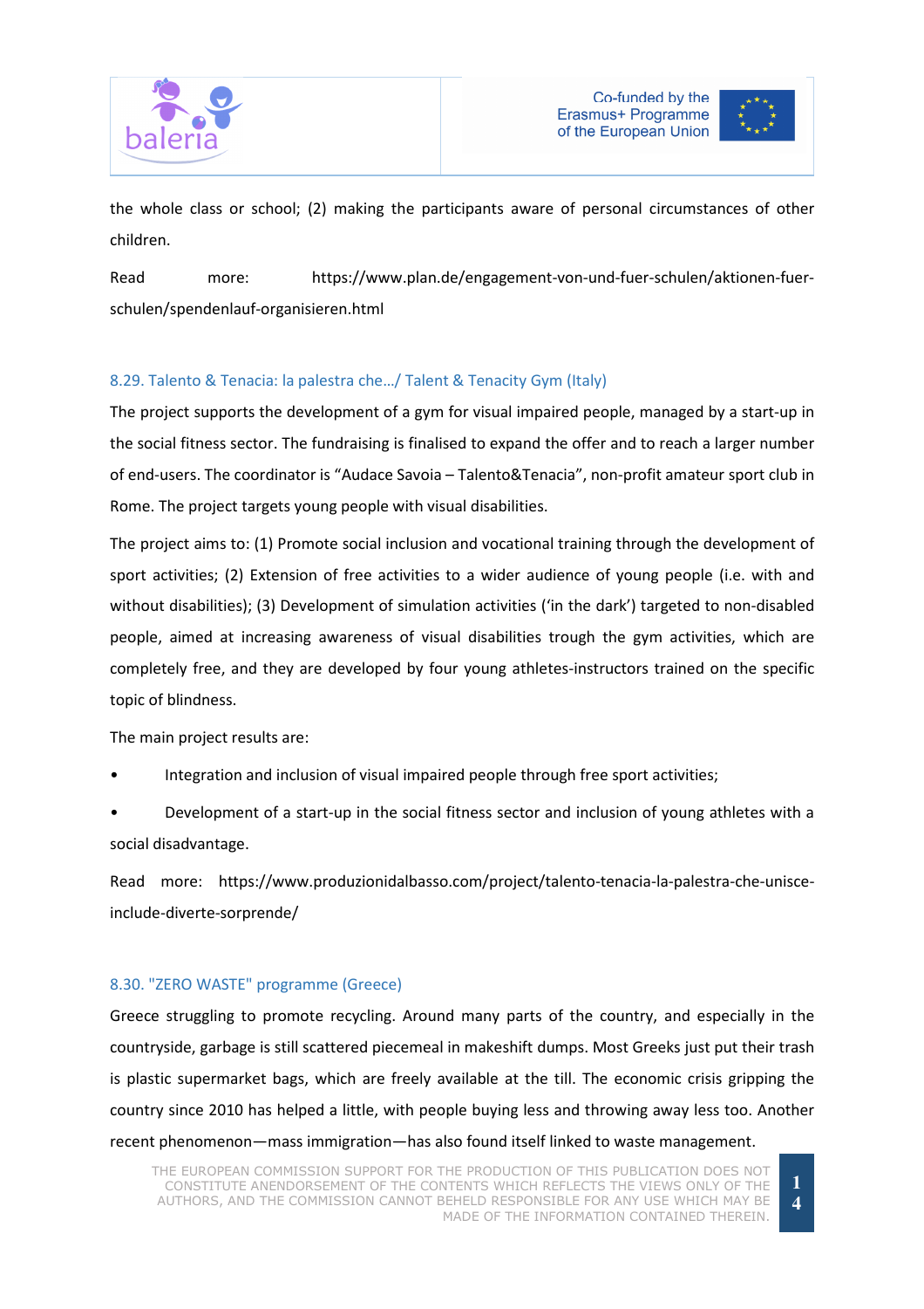the whole class or school; (2) making the participants aware of personal circumstances of other children.

Read more: https://www.plan.de/engagement-von-und-fuer-schulen/aktionen-fuer-schulen/spendenlauf-organisieren.html

### 8.29. Talento & Tenacia: la palestra che…/ Talent & Tenacity Gym (Italy)

The project supports the development of a gym for visual impaired people, managed by a start-up in the social fitness sector. The fundraising is finalised to expand the offer and to reach a larger number of end-users. The coordinator is "Audace Savoia – Talento&Tenacia", non-profit amateur sport club in Rome. The project targets young people with visual disabilities.

The project aims to: (1) Promote social inclusion and vocational training through the development of sport activities; (2) Extension of free activities to a wider audience of young people (i.e. with and without disabilities); (3) Development of simulation activities ('in the dark') targeted to non-disabled people, aimed at increasing awareness of visual disabilities trough the gym activities, which are completely free, and they are developed by four young athletes-instructors trained on the specific topic of blindness.

The main project results are:

- Integration and inclusion of visual impaired people through free sport activities;
- Development of a start-up in the social fitness sector and inclusion of young athletes with a social disadvantage.

Read more: https://www.produzionidalbasso.com/project/talento-tenacia-la-palestra-che-unisce-include-diverte-sorprende/

### 8.30. "ZERO WASTE" programme (Greece)

Greece struggling to promote recycling. Around many parts of the country, and especially in the countryside, garbage is still scattered piecemeal in makeshift dumps. Most Greeks just put their trash is plastic supermarket bags, which are freely available at the till. The economic crisis gripping the country since 2010 has helped a little, with people buying less and throwing away less too. Another recent phenomenon—mass immigration—has also found itself linked to waste management.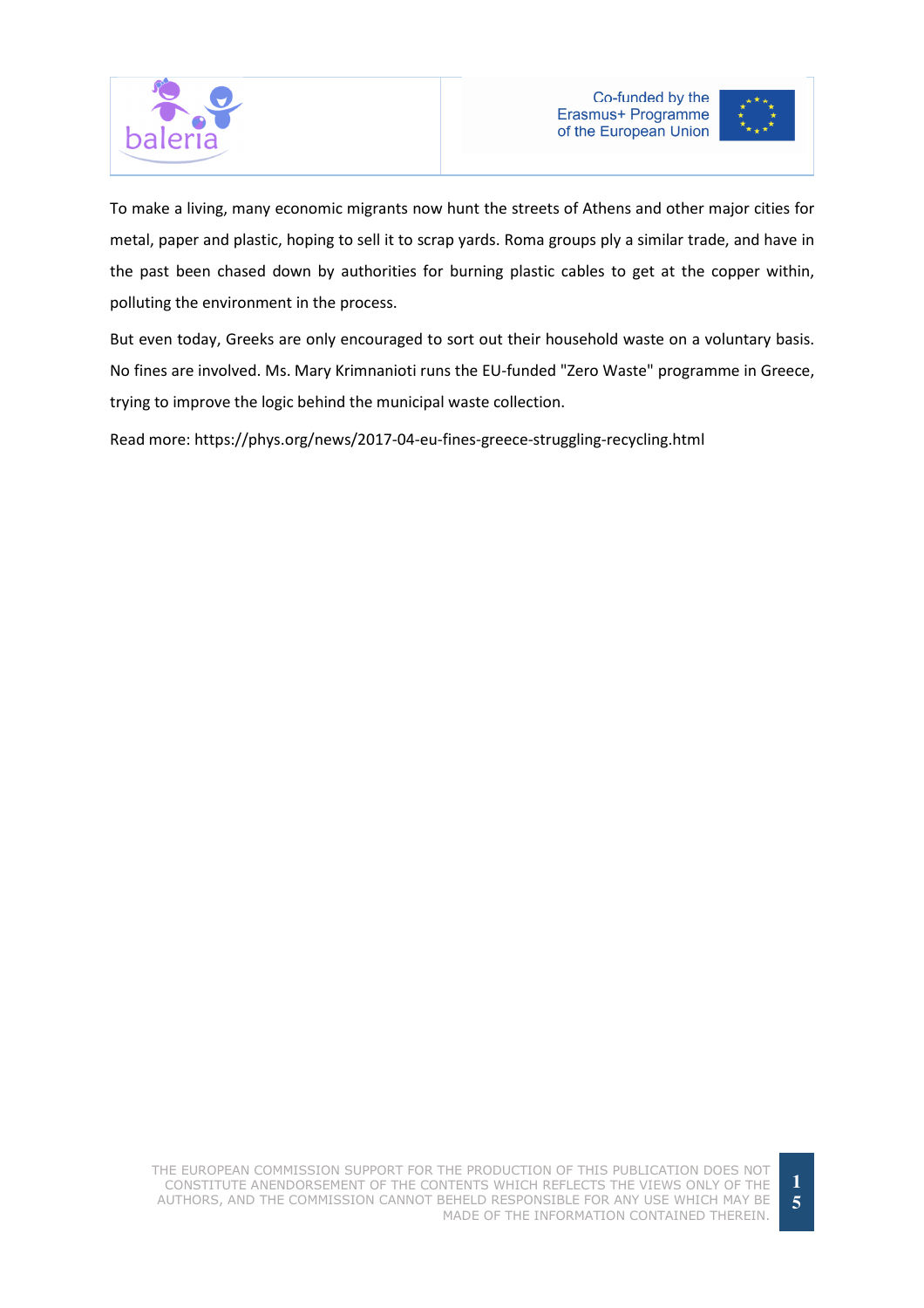To make a living, many economic migrants now hunt the streets of Athens and other major cities for metal, paper and plastic, hoping to sell it to scrap yards. Roma groups ply a similar trade, and have in the past been chased down by authorities for burning plastic cables to get at the copper within, polluting the environment in the process.

But even today, Greeks are only encouraged to sort out their household waste on a voluntary basis. No fines are involved. Ms. Mary Krimnanioti runs the EU-funded "Zero Waste" programme in Greece, trying to improve the logic behind the municipal waste collection.

Read more: https://phys.org/news/2017-04-eu-fines-greece-struggling-recycling.html